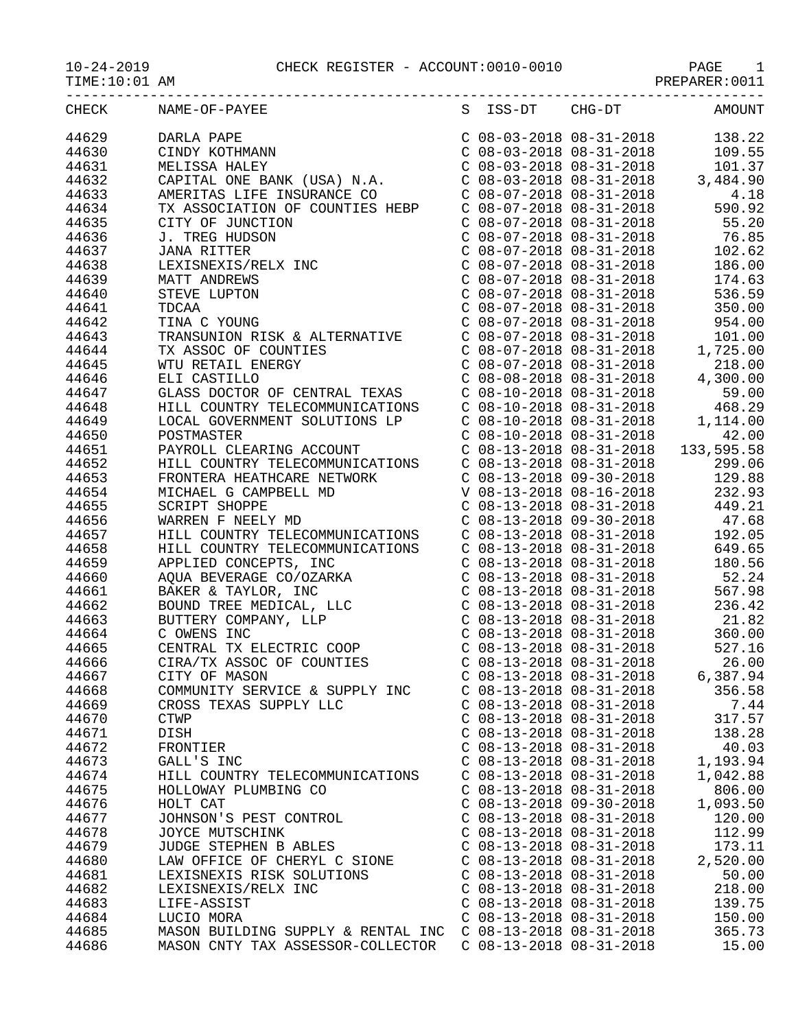CHECK REGISTER - ACCOUNT:0010-0010

10-24-2019
TIME:10:01 AM
PREPARER:0011

| CHECK | NAME-OF-PAYEE | S | ISS-DT | CHG-DT | AMOUNT |
|---|---|---|---|---|---|
| 44629 | DARLA PAPE | C | 08-03-2018 | 08-31-2018 | 138.22 |
| 44630 | CINDY KOTHMANN | C | 08-03-2018 | 08-31-2018 | 109.55 |
| 44631 | MELISSA HALEY | C | 08-03-2018 | 08-31-2018 | 101.37 |
| 44632 | CAPITAL ONE BANK (USA) N.A. | C | 08-03-2018 | 08-31-2018 | 3,484.90 |
| 44633 | AMERITAS LIFE INSURANCE CO | C | 08-07-2018 | 08-31-2018 | 4.18 |
| 44634 | TX ASSOCIATION OF COUNTIES HEBP | C | 08-07-2018 | 08-31-2018 | 590.92 |
| 44635 | CITY OF JUNCTION | C | 08-07-2018 | 08-31-2018 | 55.20 |
| 44636 | J. TREG HUDSON | C | 08-07-2018 | 08-31-2018 | 76.85 |
| 44637 | JANA RITTER | C | 08-07-2018 | 08-31-2018 | 102.62 |
| 44638 | LEXISNEXIS/RELX INC | C | 08-07-2018 | 08-31-2018 | 186.00 |
| 44639 | MATT ANDREWS | C | 08-07-2018 | 08-31-2018 | 174.63 |
| 44640 | STEVE LUPTON | C | 08-07-2018 | 08-31-2018 | 536.59 |
| 44641 | TDCAA | C | 08-07-2018 | 08-31-2018 | 350.00 |
| 44642 | TINA C YOUNG | C | 08-07-2018 | 08-31-2018 | 954.00 |
| 44643 | TRANSUNION RISK & ALTERNATIVE | C | 08-07-2018 | 08-31-2018 | 101.00 |
| 44644 | TX ASSOC OF COUNTIES | C | 08-07-2018 | 08-31-2018 | 1,725.00 |
| 44645 | WTU RETAIL ENERGY | C | 08-07-2018 | 08-31-2018 | 218.00 |
| 44646 | ELI CASTILLO | C | 08-08-2018 | 08-31-2018 | 4,300.00 |
| 44647 | GLASS DOCTOR OF CENTRAL TEXAS | C | 08-10-2018 | 08-31-2018 | 59.00 |
| 44648 | HILL COUNTRY TELECOMMUNICATIONS | C | 08-10-2018 | 08-31-2018 | 468.29 |
| 44649 | LOCAL GOVERNMENT SOLUTIONS LP | C | 08-10-2018 | 08-31-2018 | 1,114.00 |
| 44650 | POSTMASTER | C | 08-10-2018 | 08-31-2018 | 42.00 |
| 44651 | PAYROLL CLEARING ACCOUNT | C | 08-13-2018 | 08-31-2018 | 133,595.58 |
| 44652 | HILL COUNTRY TELECOMMUNICATIONS | C | 08-13-2018 | 08-31-2018 | 299.06 |
| 44653 | FRONTERA HEATHCARE NETWORK | C | 08-13-2018 | 09-30-2018 | 129.88 |
| 44654 | MICHAEL G CAMPBELL MD | V | 08-13-2018 | 08-16-2018 | 232.93 |
| 44655 | SCRIPT SHOPPE | C | 08-13-2018 | 08-31-2018 | 449.21 |
| 44656 | WARREN F NEELY MD | C | 08-13-2018 | 09-30-2018 | 47.68 |
| 44657 | HILL COUNTRY TELECOMMUNICATIONS | C | 08-13-2018 | 08-31-2018 | 192.05 |
| 44658 | HILL COUNTRY TELECOMMUNICATIONS | C | 08-13-2018 | 08-31-2018 | 649.65 |
| 44659 | APPLIED CONCEPTS, INC | C | 08-13-2018 | 08-31-2018 | 180.56 |
| 44660 | AQUA BEVERAGE CO/OZARKA | C | 08-13-2018 | 08-31-2018 | 52.24 |
| 44661 | BAKER & TAYLOR, INC | C | 08-13-2018 | 08-31-2018 | 567.98 |
| 44662 | BOUND TREE MEDICAL, LLC | C | 08-13-2018 | 08-31-2018 | 236.42 |
| 44663 | BUTTERY COMPANY, LLP | C | 08-13-2018 | 08-31-2018 | 21.82 |
| 44664 | C OWENS INC | C | 08-13-2018 | 08-31-2018 | 360.00 |
| 44665 | CENTRAL TX ELECTRIC COOP | C | 08-13-2018 | 08-31-2018 | 527.16 |
| 44666 | CIRA/TX ASSOC OF COUNTIES | C | 08-13-2018 | 08-31-2018 | 26.00 |
| 44667 | CITY OF MASON | C | 08-13-2018 | 08-31-2018 | 6,387.94 |
| 44668 | COMMUNITY SERVICE & SUPPLY INC | C | 08-13-2018 | 08-31-2018 | 356.58 |
| 44669 | CROSS TEXAS SUPPLY LLC | C | 08-13-2018 | 08-31-2018 | 7.44 |
| 44670 | CTWP | C | 08-13-2018 | 08-31-2018 | 317.57 |
| 44671 | DISH | C | 08-13-2018 | 08-31-2018 | 138.28 |
| 44672 | FRONTIER | C | 08-13-2018 | 08-31-2018 | 40.03 |
| 44673 | GALL'S INC | C | 08-13-2018 | 08-31-2018 | 1,193.94 |
| 44674 | HILL COUNTRY TELECOMMUNICATIONS | C | 08-13-2018 | 08-31-2018 | 1,042.88 |
| 44675 | HOLLOWAY PLUMBING CO | C | 08-13-2018 | 08-31-2018 | 806.00 |
| 44676 | HOLT CAT | C | 08-13-2018 | 09-30-2018 | 1,093.50 |
| 44677 | JOHNSON'S PEST CONTROL | C | 08-13-2018 | 08-31-2018 | 120.00 |
| 44678 | JOYCE MUTSCHINK | C | 08-13-2018 | 08-31-2018 | 112.99 |
| 44679 | JUDGE STEPHEN B ABLES | C | 08-13-2018 | 08-31-2018 | 173.11 |
| 44680 | LAW OFFICE OF CHERYL C SIONE | C | 08-13-2018 | 08-31-2018 | 2,520.00 |
| 44681 | LEXISNEXIS RISK SOLUTIONS | C | 08-13-2018 | 08-31-2018 | 50.00 |
| 44682 | LEXISNEXIS/RELX INC | C | 08-13-2018 | 08-31-2018 | 218.00 |
| 44683 | LIFE-ASSIST | C | 08-13-2018 | 08-31-2018 | 139.75 |
| 44684 | LUCIO MORA | C | 08-13-2018 | 08-31-2018 | 150.00 |
| 44685 | MASON BUILDING SUPPLY & RENTAL INC | C | 08-13-2018 | 08-31-2018 | 365.73 |
| 44686 | MASON CNTY TAX ASSESSOR-COLLECTOR | C | 08-13-2018 | 08-31-2018 | 15.00 |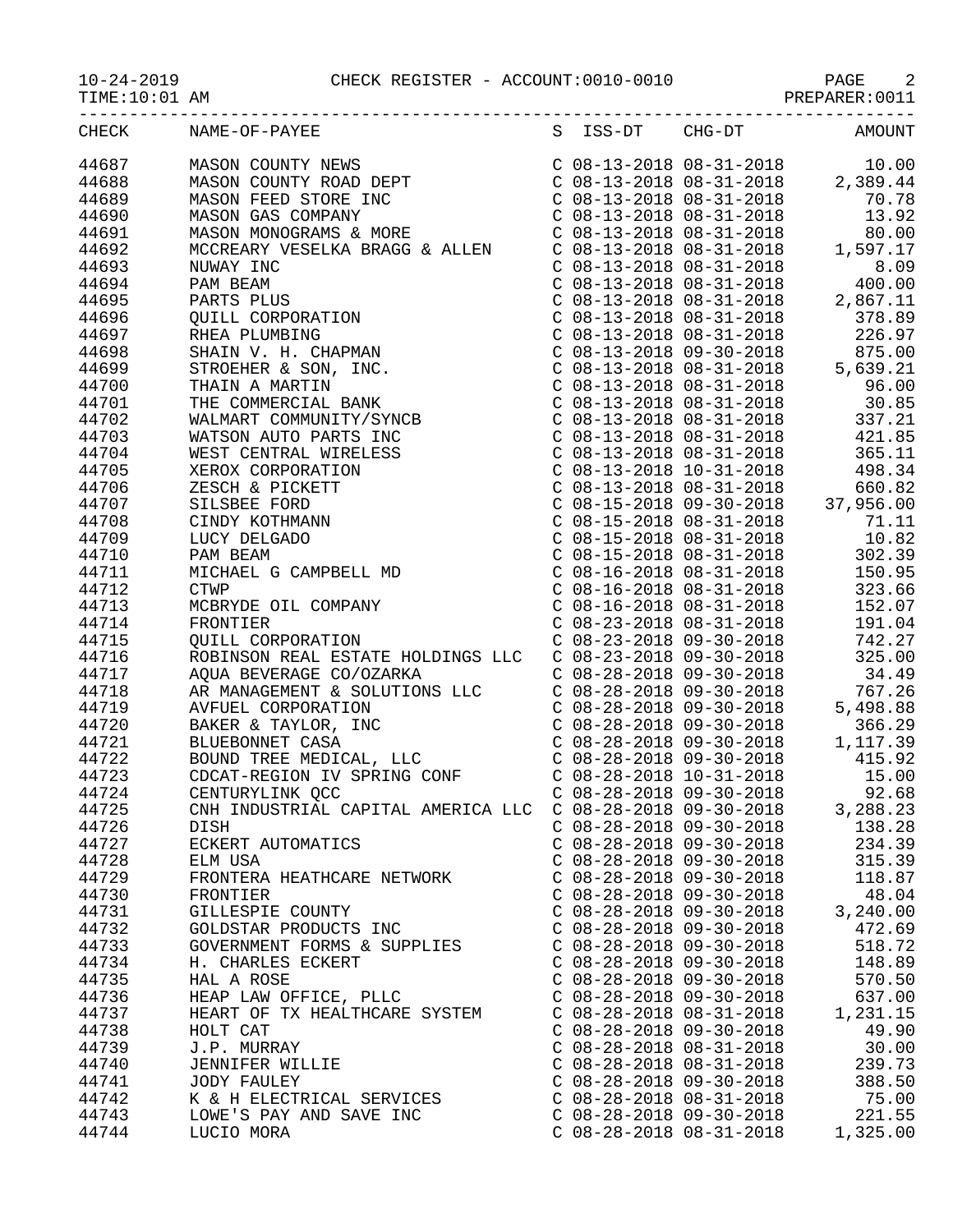10-24-2019 CHECK REGISTER - ACCOUNT:0010-0010
TIME:10:01 AM PREPARER:0011

| CHECK | NAME-OF-PAYEE | S | ISS-DT | CHG-DT | AMOUNT |
|---|---|---|---|---|---|
| 44687 | MASON COUNTY NEWS | C | 08-13-2018 | 08-31-2018 | 10.00 |
| 44688 | MASON COUNTY ROAD DEPT | C | 08-13-2018 | 08-31-2018 | 2,389.44 |
| 44689 | MASON FEED STORE INC | C | 08-13-2018 | 08-31-2018 | 70.78 |
| 44690 | MASON GAS COMPANY | C | 08-13-2018 | 08-31-2018 | 13.92 |
| 44691 | MASON MONOGRAMS & MORE | C | 08-13-2018 | 08-31-2018 | 80.00 |
| 44692 | MCCREARY VESELKA BRAGG & ALLEN | C | 08-13-2018 | 08-31-2018 | 1,597.17 |
| 44693 | NUWAY INC | C | 08-13-2018 | 08-31-2018 | 8.09 |
| 44694 | PAM BEAM | C | 08-13-2018 | 08-31-2018 | 400.00 |
| 44695 | PARTS PLUS | C | 08-13-2018 | 08-31-2018 | 2,867.11 |
| 44696 | QUILL CORPORATION | C | 08-13-2018 | 08-31-2018 | 378.89 |
| 44697 | RHEA PLUMBING | C | 08-13-2018 | 08-31-2018 | 226.97 |
| 44698 | SHAIN V. H. CHAPMAN | C | 08-13-2018 | 09-30-2018 | 875.00 |
| 44699 | STROEHER & SON, INC. | C | 08-13-2018 | 08-31-2018 | 5,639.21 |
| 44700 | THAIN A MARTIN | C | 08-13-2018 | 08-31-2018 | 96.00 |
| 44701 | THE COMMERCIAL BANK | C | 08-13-2018 | 08-31-2018 | 30.85 |
| 44702 | WALMART COMMUNITY/SYNCB | C | 08-13-2018 | 08-31-2018 | 337.21 |
| 44703 | WATSON AUTO PARTS INC | C | 08-13-2018 | 08-31-2018 | 421.85 |
| 44704 | WEST CENTRAL WIRELESS | C | 08-13-2018 | 08-31-2018 | 365.11 |
| 44705 | XEROX CORPORATION | C | 08-13-2018 | 10-31-2018 | 498.34 |
| 44706 | ZESCH & PICKETT | C | 08-13-2018 | 08-31-2018 | 660.82 |
| 44707 | SILSBEE FORD | C | 08-15-2018 | 09-30-2018 | 37,956.00 |
| 44708 | CINDY KOTHMANN | C | 08-15-2018 | 08-31-2018 | 71.11 |
| 44709 | LUCY DELGADO | C | 08-15-2018 | 08-31-2018 | 10.82 |
| 44710 | PAM BEAM | C | 08-15-2018 | 08-31-2018 | 302.39 |
| 44711 | MICHAEL G CAMPBELL MD | C | 08-16-2018 | 08-31-2018 | 150.95 |
| 44712 | CTWP | C | 08-16-2018 | 08-31-2018 | 323.66 |
| 44713 | MCBRYDE OIL COMPANY | C | 08-16-2018 | 08-31-2018 | 152.07 |
| 44714 | FRONTIER | C | 08-23-2018 | 08-31-2018 | 191.04 |
| 44715 | QUILL CORPORATION | C | 08-23-2018 | 09-30-2018 | 742.27 |
| 44716 | ROBINSON REAL ESTATE HOLDINGS LLC | C | 08-23-2018 | 09-30-2018 | 325.00 |
| 44717 | AQUA BEVERAGE CO/OZARKA | C | 08-28-2018 | 09-30-2018 | 34.49 |
| 44718 | AR MANAGEMENT & SOLUTIONS LLC | C | 08-28-2018 | 09-30-2018 | 767.26 |
| 44719 | AVFUEL CORPORATION | C | 08-28-2018 | 09-30-2018 | 5,498.88 |
| 44720 | BAKER & TAYLOR, INC | C | 08-28-2018 | 09-30-2018 | 366.29 |
| 44721 | BLUEBONNET CASA | C | 08-28-2018 | 09-30-2018 | 1,117.39 |
| 44722 | BOUND TREE MEDICAL, LLC | C | 08-28-2018 | 09-30-2018 | 415.92 |
| 44723 | CDCAT-REGION IV SPRING CONF | C | 08-28-2018 | 10-31-2018 | 15.00 |
| 44724 | CENTURYLINK QCC | C | 08-28-2018 | 09-30-2018 | 92.68 |
| 44725 | CNH INDUSTRIAL CAPITAL AMERICA LLC | C | 08-28-2018 | 09-30-2018 | 3,288.23 |
| 44726 | DISH | C | 08-28-2018 | 09-30-2018 | 138.28 |
| 44727 | ECKERT AUTOMATICS | C | 08-28-2018 | 09-30-2018 | 234.39 |
| 44728 | ELM USA | C | 08-28-2018 | 09-30-2018 | 315.39 |
| 44729 | FRONTERA HEATHCARE NETWORK | C | 08-28-2018 | 09-30-2018 | 118.87 |
| 44730 | FRONTIER | C | 08-28-2018 | 09-30-2018 | 48.04 |
| 44731 | GILLESPIE COUNTY | C | 08-28-2018 | 09-30-2018 | 3,240.00 |
| 44732 | GOLDSTAR PRODUCTS INC | C | 08-28-2018 | 09-30-2018 | 472.69 |
| 44733 | GOVERNMENT FORMS & SUPPLIES | C | 08-28-2018 | 09-30-2018 | 518.72 |
| 44734 | H. CHARLES ECKERT | C | 08-28-2018 | 09-30-2018 | 148.89 |
| 44735 | HAL A ROSE | C | 08-28-2018 | 09-30-2018 | 570.50 |
| 44736 | HEAP LAW OFFICE, PLLC | C | 08-28-2018 | 09-30-2018 | 637.00 |
| 44737 | HEART OF TX HEALTHCARE SYSTEM | C | 08-28-2018 | 08-31-2018 | 1,231.15 |
| 44738 | HOLT CAT | C | 08-28-2018 | 09-30-2018 | 49.90 |
| 44739 | J.P. MURRAY | C | 08-28-2018 | 08-31-2018 | 30.00 |
| 44740 | JENNIFER WILLIE | C | 08-28-2018 | 08-31-2018 | 239.73 |
| 44741 | JODY FAULEY | C | 08-28-2018 | 09-30-2018 | 388.50 |
| 44742 | K & H ELECTRICAL SERVICES | C | 08-28-2018 | 08-31-2018 | 75.00 |
| 44743 | LOWE'S PAY AND SAVE INC | C | 08-28-2018 | 09-30-2018 | 221.55 |
| 44744 | LUCIO MORA | C | 08-28-2018 | 08-31-2018 | 1,325.00 |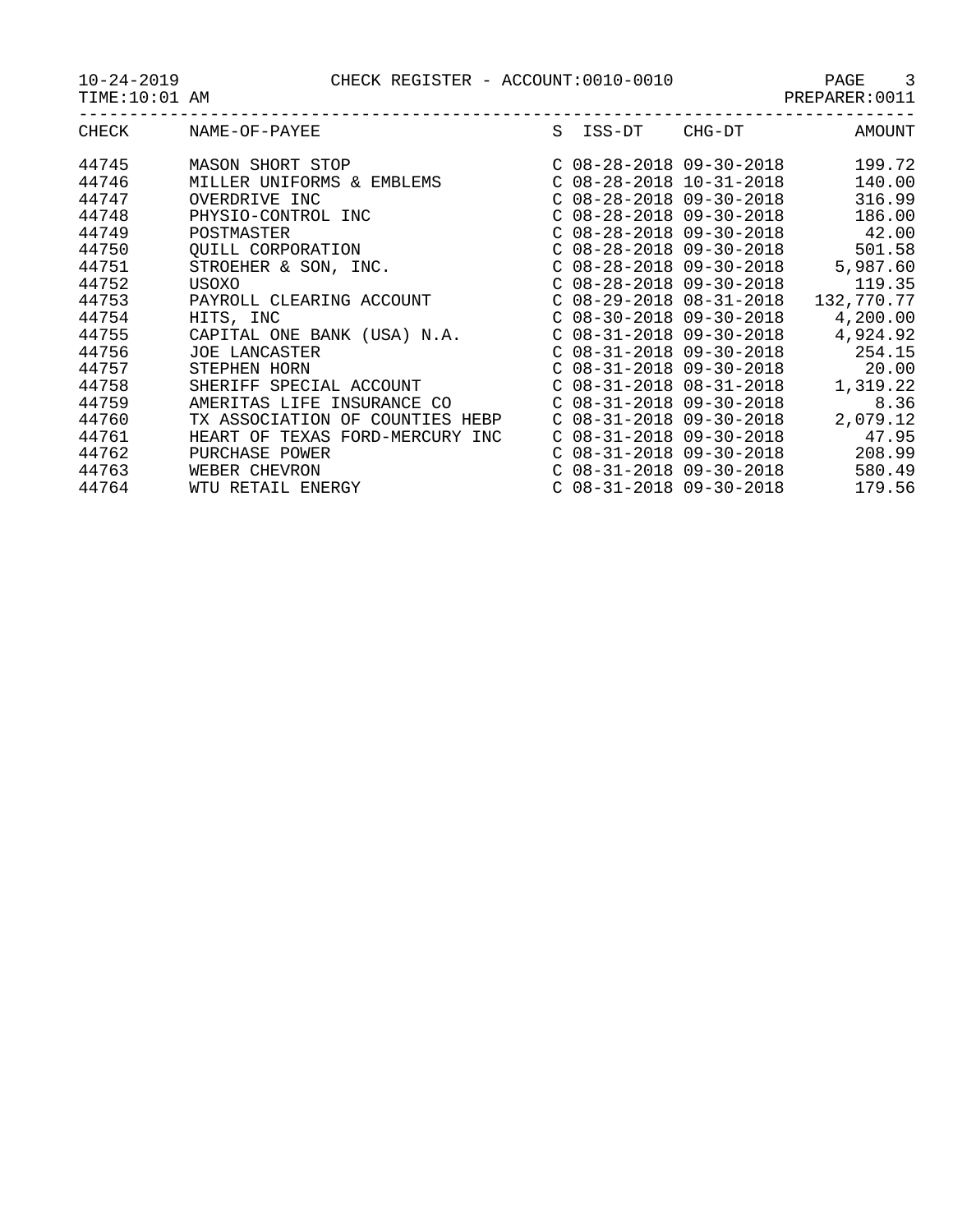10-24-2019 CHECK REGISTER - ACCOUNT:0010-0010

TIME:10:01 AM PREPARER:0011

| CHECK | NAME-OF-PAYEE | S | ISS-DT | CHG-DT | AMOUNT |
|---|---|---|---|---|---|
| 44745 | MASON SHORT STOP | C | 08-28-2018 | 09-30-2018 | 199.72 |
| 44746 | MILLER UNIFORMS & EMBLEMS | C | 08-28-2018 | 10-31-2018 | 140.00 |
| 44747 | OVERDRIVE INC | C | 08-28-2018 | 09-30-2018 | 316.99 |
| 44748 | PHYSIO-CONTROL INC | C | 08-28-2018 | 09-30-2018 | 186.00 |
| 44749 | POSTMASTER | C | 08-28-2018 | 09-30-2018 | 42.00 |
| 44750 | QUILL CORPORATION | C | 08-28-2018 | 09-30-2018 | 501.58 |
| 44751 | STROEHER & SON, INC. | C | 08-28-2018 | 09-30-2018 | 5,987.60 |
| 44752 | USOXO | C | 08-28-2018 | 09-30-2018 | 119.35 |
| 44753 | PAYROLL CLEARING ACCOUNT | C | 08-29-2018 | 08-31-2018 | 132,770.77 |
| 44754 | HITS, INC | C | 08-30-2018 | 09-30-2018 | 4,200.00 |
| 44755 | CAPITAL ONE BANK (USA) N.A. | C | 08-31-2018 | 09-30-2018 | 4,924.92 |
| 44756 | JOE LANCASTER | C | 08-31-2018 | 09-30-2018 | 254.15 |
| 44757 | STEPHEN HORN | C | 08-31-2018 | 09-30-2018 | 20.00 |
| 44758 | SHERIFF SPECIAL ACCOUNT | C | 08-31-2018 | 08-31-2018 | 1,319.22 |
| 44759 | AMERITAS LIFE INSURANCE CO | C | 08-31-2018 | 09-30-2018 | 8.36 |
| 44760 | TX ASSOCIATION OF COUNTIES HEBP | C | 08-31-2018 | 09-30-2018 | 2,079.12 |
| 44761 | HEART OF TEXAS FORD-MERCURY INC | C | 08-31-2018 | 09-30-2018 | 47.95 |
| 44762 | PURCHASE POWER | C | 08-31-2018 | 09-30-2018 | 208.99 |
| 44763 | WEBER CHEVRON | C | 08-31-2018 | 09-30-2018 | 580.49 |
| 44764 | WTU RETAIL ENERGY | C | 08-31-2018 | 09-30-2018 | 179.56 |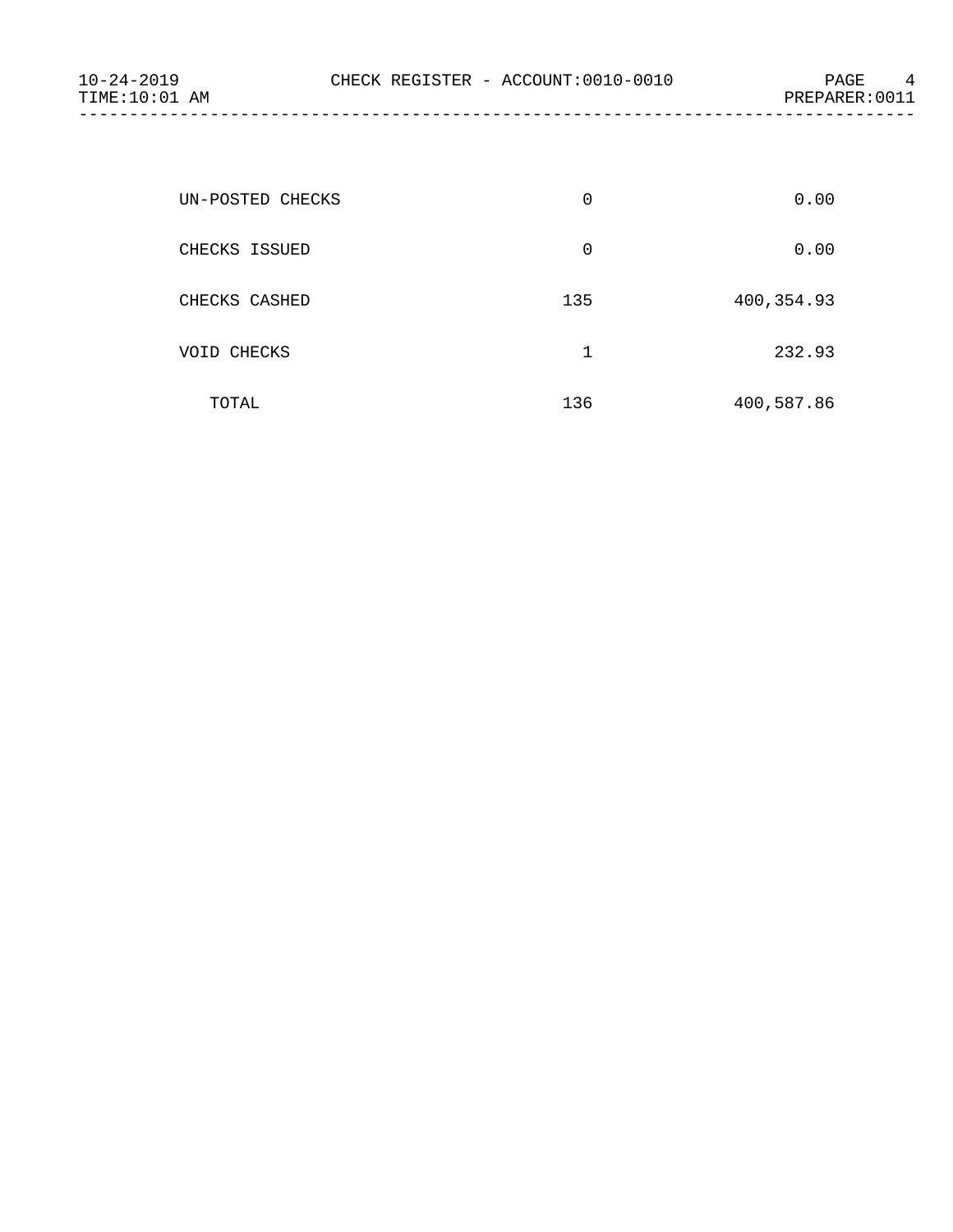| | | |
|---|---|---|
| UN-POSTED CHECKS | 0 | 0.00 |
| CHECKS ISSUED | 0 | 0.00 |
| CHECKS CASHED | 135 | 400,354.93 |
| VOID CHECKS | 1 | 232.93 |
| TOTAL | 136 | 400,587.86 |